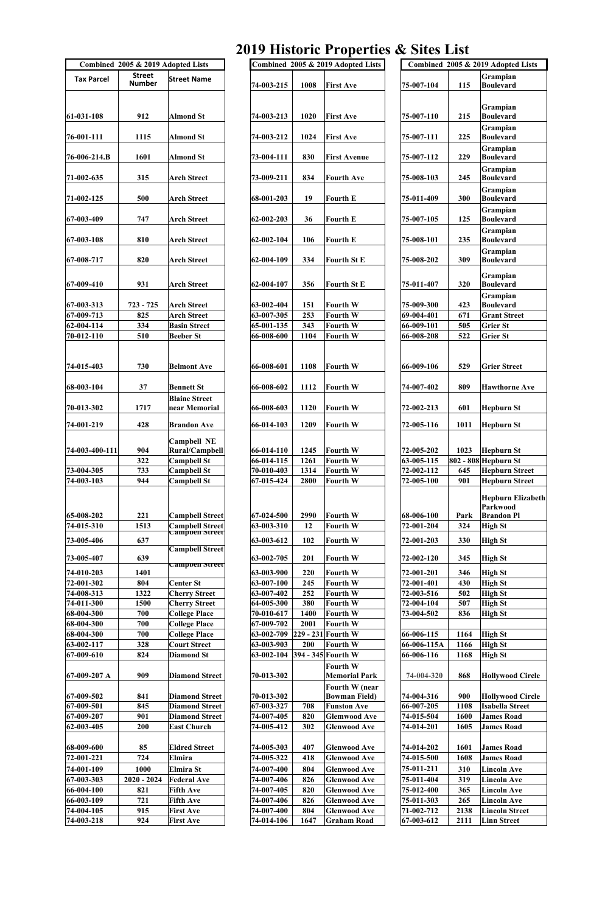# 2019 Historic Properties & Sites List

| Combined 2005 & 2019 Adopted Lists | | |
|---|---|---|
| Tax Parcel | Street Number | Street Name |
| 61-031-108 | 912 | Almond St |
| 76-001-111 | 1115 | Almond St |
| 76-006-214.B | 1601 | Almond St |
| 71-002-635 | 315 | Arch Street |
| 71-002-125 | 500 | Arch Street |
| 67-003-409 | 747 | Arch Street |
| 67-003-108 | 810 | Arch Street |
| 67-008-717 | 820 | Arch Street |
| 67-009-410 | 931 | Arch Street |
| 67-003-313 | 723 - 725 | Arch Street |
| 67-009-713 | 825 | Arch Street |
| 62-004-114 | 334 | Basin Street |
| 70-012-110 | 510 | Beeber St |
| 74-015-403 | 730 | Belmont Ave |
| 68-003-104 | 37 | Bennett St |
| 70-013-302 | 1717 | Blaine Street near Memorial |
| 74-001-219 | 428 | Brandon Ave |
| 74-003-400-111 | 904 | Campbell NE Rural/Campbell |
| | 322 | Campbell St |
| 73-004-305 | 733 | Campbell St |
| 74-003-103 | 944 | Campbell St |
| 65-008-202 | 221 | Campbell Street |
| 74-015-310 | 1513 | Campbell Street |
| 73-005-406 | 637 | Campbell Street |
| 73-005-407 | 639 | Campbell Street |
| 74-010-203 | 1401 | Campbell Street |
| 72-001-302 | 804 | Center St |
| 74-008-313 | 1322 | Cherry Street |
| 74-011-300 | 1500 | Cherry Street |
| 68-004-300 | 700 | College Place |
| 68-004-300 | 700 | College Place |
| 68-004-300 | 700 | College Place |
| 63-002-117 | 328 | Court Street |
| 67-009-610 | 824 | Diamond St |
| 67-009-207 A | 909 | Diamond Street |
| 67-009-502 | 841 | Diamond Street |
| 67-009-501 | 845 | Diamond Street |
| 67-009-207 | 901 | Diamond Street |
| 62-003-405 | 200 | East Church |
| 68-009-600 | 85 | Eldred Street |
| 72-001-221 | 724 | Elmira |
| 71-001-109 | 1000 | Elmira St |
| 67-003-303 | 2020 - 2024 | Federal Ave |
| 66-004-100 | 821 | Fifth Ave |
| 66-003-109 | 721 | Fifth Ave |
| 74-004-105 | 915 | First Ave |
| 74-003-218 | 924 | First Ave |
| 74-003-215 | 1008 | First Ave |
| 74-003-213 | 1020 | First Ave |
| 74-003-212 | 1024 | First Ave |
| 73-004-111 | 830 | First Avenue |
| 73-009-211 | 834 | Fourth Ave |
| 68-001-203 | 19 | Fourth E |
| 62-002-203 | 36 | Fourth E |
| 62-002-104 | 106 | Fourth E |
| 62-004-109 | 334 | Fourth St E |
| 62-004-107 | 356 | Fourth St E |
| 63-002-404 | 151 | Fourth W |
| 63-007-305 | 253 | Fourth W |
| 65-001-135 | 343 | Fourth W |
| 66-008-600 | 1104 | Fourth W |
| 66-008-601 | 1108 | Fourth W |
| 66-008-602 | 1112 | Fourth W |
| 66-008-603 | 1120 | Fourth W |
| 66-014-103 | 1209 | Fourth W |
| 66-014-110 | 1245 | Fourth W |
| 66-014-115 | 1261 | Fourth W |
| 70-010-403 | 1314 | Fourth W |
| 67-015-424 | 2800 | Fourth W |
| 67-024-500 | 2990 | Fourth W |
| 63-003-310 | 12 | Fourth W |
| 63-003-612 | 102 | Fourth W |
| 63-002-705 | 201 | Fourth W |
| 63-003-900 | 220 | Fourth W |
| 63-007-100 | 245 | Fourth W |
| 63-007-402 | 252 | Fourth W |
| 64-005-300 | 380 | Fourth W |
| 70-010-617 | 1400 | Fourth W |
| 67-009-702 | 2001 | Fourth W |
| 63-002-709 | 229 - 231 | Fourth W |
| 63-003-903 | 200 | Fourth W |
| 63-002-104 | 394 - 345 | Fourth W |
| 70-013-302 | | Fourth W Memorial Park |
| 70-013-302 | | Fourth W (near Bowman Field) |
| 67-003-327 | 708 | Funston Ave |
| 74-007-405 | 820 | Glenwood Ave |
| 74-005-412 | 302 | Glenwood Ave |
| 74-005-303 | 407 | Glenwood Ave |
| 74-005-322 | 418 | Glenwood Ave |
| 74-007-400 | 804 | Glenwood Ave |
| 74-007-406 | 826 | Glenwood Ave |
| 74-007-405 | 820 | Glenwood Ave |
| 74-007-406 | 826 | Glenwood Ave |
| 74-007-400 | 804 | Glenwood Ave |
| 74-014-106 | 1647 | Graham Road |
| 75-007-104 | 115 | Grampian Boulevard |
| 75-007-110 | 215 | Grampian Boulevard |
| 75-007-111 | 225 | Grampian Boulevard |
| 75-007-112 | 229 | Grampian Boulevard |
| 75-008-103 | 245 | Grampian Boulevard |
| 75-011-409 | 300 | Grampian Boulevard |
| 75-007-105 | 125 | Grampian Boulevard |
| 75-008-101 | 235 | Grampian Boulevard |
| 75-008-202 | 309 | Grampian Boulevard |
| 75-011-407 | 320 | Grampian Boulevard |
| 75-009-300 | 423 | Grampian Boulevard |
| 69-004-401 | 671 | Grant Street |
| 66-009-101 | 505 | Grier St |
| 66-008-208 | 522 | Grier St |
| 66-009-106 | 529 | Grier Street |
| 74-007-402 | 809 | Hawthorne Ave |
| 72-002-213 | 601 | Hepburn St |
| 72-005-116 | 1011 | Hepburn St |
| 72-005-202 | 1023 | Hepburn St |
| 63-005-115 | 802 - 808 | Hepburn St |
| 72-002-112 | 645 | Hepburn Street |
| 72-005-100 | 901 | Hepburn Street |
| 68-006-100 | Park | Hepburn Elizabeth Parkwood Brandon Pl |
| 72-001-204 | 324 | High St |
| 72-001-203 | 330 | High St |
| 72-002-120 | 345 | High St |
| 72-001-201 | 346 | High St |
| 72-001-401 | 430 | High St |
| 72-003-516 | 502 | High St |
| 72-004-104 | 507 | High St |
| 73-004-502 | 836 | High St |
| | | |
| 66-006-115 | 1164 | High St |
| 66-006-115A | 1166 | High St |
| 66-006-116 | 1168 | High St |
| 74-004-320 | 868 | Hollywood Circle |
| 74-004-316 | 900 | Hollywood Circle |
| 66-007-205 | 1108 | Isabella Street |
| 74-015-504 | 1600 | James Road |
| 74-014-201 | 1605 | James Road |
| 74-014-202 | 1601 | James Road |
| 74-015-500 | 1608 | James Road |
| 75-011-211 | 310 | Lincoln Ave |
| 75-011-404 | 319 | Lincoln Ave |
| 75-012-400 | 365 | Lincoln Ave |
| 75-011-303 | 265 | Lincoln Ave |
| 71-002-712 | 2138 | Lincoln Street |
| 67-003-612 | 2111 | Linn Street |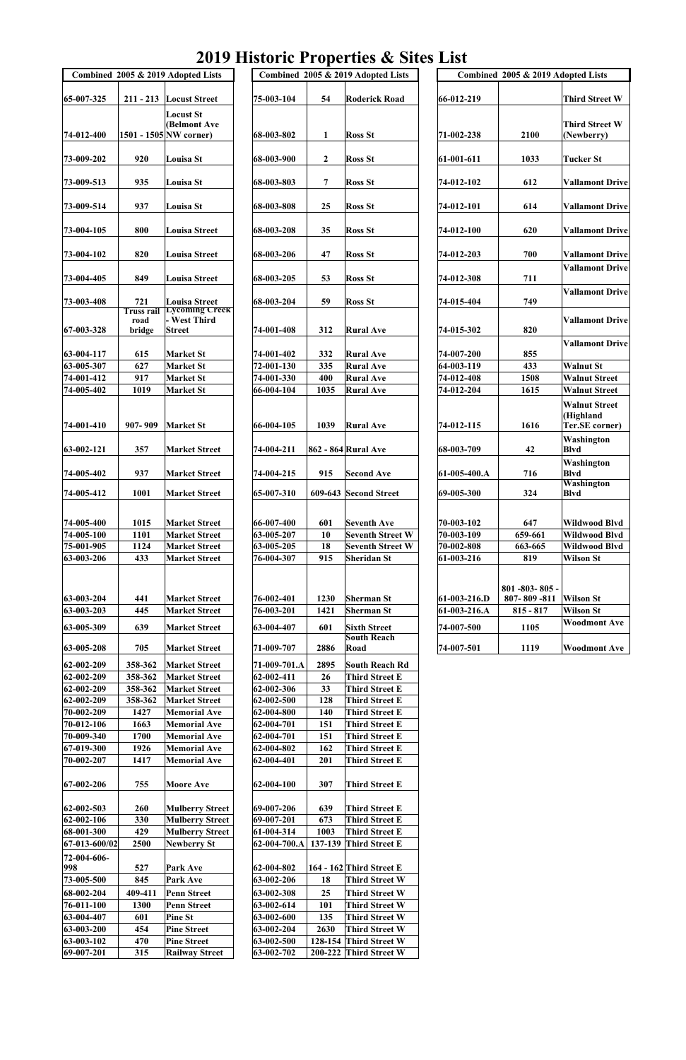# 2019 Historic Properties & Sites List

| Combined 2005 & 2019 Adopted Lists | | |
|---|---|---|
| 65-007-325 | 211 - 213 | Locust Street |
| 74-012-400 | 1501 - 1505 | Locust St (Belmont Ave NW corner) |
| 73-009-202 | 920 | Louisa St |
| 73-009-513 | 935 | Louisa St |
| 73-009-514 | 937 | Louisa St |
| 73-004-105 | 800 | Louisa Street |
| 73-004-102 | 820 | Louisa Street |
| 73-004-405 | 849 | Louisa Street |
| 73-003-408 | 721 | Louisa Street |
| 67-003-328 | Truss rail road bridge | Lycoming Creek - West Third Street |
| 63-004-117 | 615 | Market St |
| 63-005-307 | 627 | Market St |
| 74-001-412 | 917 | Market St |
| 74-005-402 | 1019 | Market St |
| 74-001-410 | 907- 909 | Market St |
| 63-002-121 | 357 | Market Street |
| 74-005-402 | 937 | Market Street |
| 74-005-412 | 1001 | Market Street |
| 74-005-400 | 1015 | Market Street |
| 74-005-100 | 1101 | Market Street |
| 75-001-905 | 1124 | Market Street |
| 63-003-206 | 433 | Market Street |
| 63-003-204 | 441 | Market Street |
| 63-003-203 | 445 | Market Street |
| 63-005-309 | 639 | Market Street |
| 63-005-208 | 705 | Market Street |
| 62-002-209 | 358-362 | Market Street |
| 62-002-209 | 358-362 | Market Street |
| 62-002-209 | 358-362 | Market Street |
| 62-002-209 | 358-362 | Market Street |
| 70-002-209 | 1427 | Memorial Ave |
| 70-012-106 | 1663 | Memorial Ave |
| 70-009-340 | 1700 | Memorial Ave |
| 67-019-300 | 1926 | Memorial Ave |
| 70-002-207 | 1417 | Memorial Ave |
| 67-002-206 | 755 | Moore Ave |
| 62-002-503 | 260 | Mulberry Street |
| 62-002-106 | 330 | Mulberry Street |
| 68-001-300 | 429 | Mulberry Street |
| 67-013-600/02 | 2500 | Newberry St |
| 72-004-606-998 | 527 | Park Ave |
| 73-005-500 | 845 | Park Ave |
| 68-002-204 | 409-411 | Penn Street |
| 76-011-100 | 1300 | Penn Street |
| 63-004-407 | 601 | Pine St |
| 63-003-200 | 454 | Pine Street |
| 63-003-102 | 470 | Pine Street |
| 69-007-201 | 315 | Railway Street |

| Combined 2005 & 2019 Adopted Lists | | |
|---|---|---|
| 75-003-104 | 54 | Roderick Road |
| 68-003-802 | 1 | Ross St |
| 68-003-900 | 2 | Ross St |
| 68-003-803 | 7 | Ross St |
| 68-003-808 | 25 | Ross St |
| 68-003-208 | 35 | Ross St |
| 68-003-206 | 47 | Ross St |
| 68-003-205 | 53 | Ross St |
| 68-003-204 | 59 | Ross St |
| 74-001-408 | 312 | Rural Ave |
| 74-001-402 | 332 | Rural Ave |
| 72-001-130 | 335 | Rural Ave |
| 74-001-330 | 400 | Rural Ave |
| 66-004-104 | 1035 | Rural Ave |
| 66-004-105 | 1039 | Rural Ave |
| 74-004-211 | 862 - 864 | Rural Ave |
| 74-004-215 | 915 | Second Ave |
| 65-007-310 | 609-643 | Second Street |
| 66-007-400 | 601 | Seventh Ave |
| 63-005-207 | 10 | Seventh Street W |
| 63-005-205 | 18 | Seventh Street W |
| 76-004-307 | 915 | Sheridan St |
| 76-002-401 | 1230 | Sherman St |
| 76-003-201 | 1421 | Sherman St |
| 63-004-407 | 601 | Sixth Street |
| 71-009-707 | 2886 | South Reach Road |
| 71-009-701.A | 2895 | South Reach Rd |
| 62-002-411 | 26 | Third Street E |
| 62-002-306 | 33 | Third Street E |
| 62-002-500 | 128 | Third Street E |
| 62-004-800 | 140 | Third Street E |
| 62-004-701 | 151 | Third Street E |
| 62-004-701 | 151 | Third Street E |
| 62-004-802 | 162 | Third Street E |
| 62-004-401 | 201 | Third Street E |
| 62-004-100 | 307 | Third Street E |
| 69-007-206 | 639 | Third Street E |
| 69-007-201 | 673 | Third Street E |
| 61-004-314 | 1003 | Third Street E |
| 62-004-700.A | 137-139 | Third Street E |
| 62-004-802 | 164 - 162 | Third Street E |
| 63-002-206 | 18 | Third Street W |
| 63-002-308 | 25 | Third Street W |
| 63-002-614 | 101 | Third Street W |
| 63-002-600 | 135 | Third Street W |
| 63-002-204 | 2630 | Third Street W |
| 63-002-500 | 128-154 | Third Street W |
| 63-002-702 | 200-222 | Third Street W |

| Combined 2005 & 2019 Adopted Lists | | |
|---|---|---|
| 66-012-219 | | Third Street W |
| 71-002-238 | 2100 | Third Street W (Newberry) |
| 61-001-611 | 1033 | Tucker St |
| 74-012-102 | 612 | Vallamont Drive |
| 74-012-101 | 614 | Vallamont Drive |
| 74-012-100 | 620 | Vallamont Drive |
| 74-012-203 | 700 | Vallamont Drive |
| 74-012-308 | 711 | Vallamont Drive |
| 74-015-404 | 749 | Vallamont Drive |
| 74-015-302 | 820 | Vallamont Drive |
| 74-007-200 | 855 | Vallamont Drive |
| 64-003-119 | 433 | Walnut St |
| 74-012-408 | 1508 | Walnut Street |
| 74-012-204 | 1615 | Walnut Street |
| 74-012-115 | 1616 | Walnut Street (Highland Ter.SE corner) |
| 68-003-709 | 42 | Washington Blvd |
| 61-005-400.A | 716 | Washington Blvd |
| 69-005-300 | 324 | Washington Blvd |
| 70-003-102 | 647 | Wildwood Blvd |
| 70-003-109 | 659-661 | Wildwood Blvd |
| 70-002-808 | 663-665 | Wildwood Blvd |
| 61-003-216 | 819 | Wilson St |
| 61-003-216.D | 801 -803- 805 - 807- 809 -811 | Wilson St |
| 61-003-216.A | 815 - 817 | Wilson St |
| 74-007-500 | 1105 | Woodmont Ave |
| 74-007-501 | 1119 | Woodmont Ave |